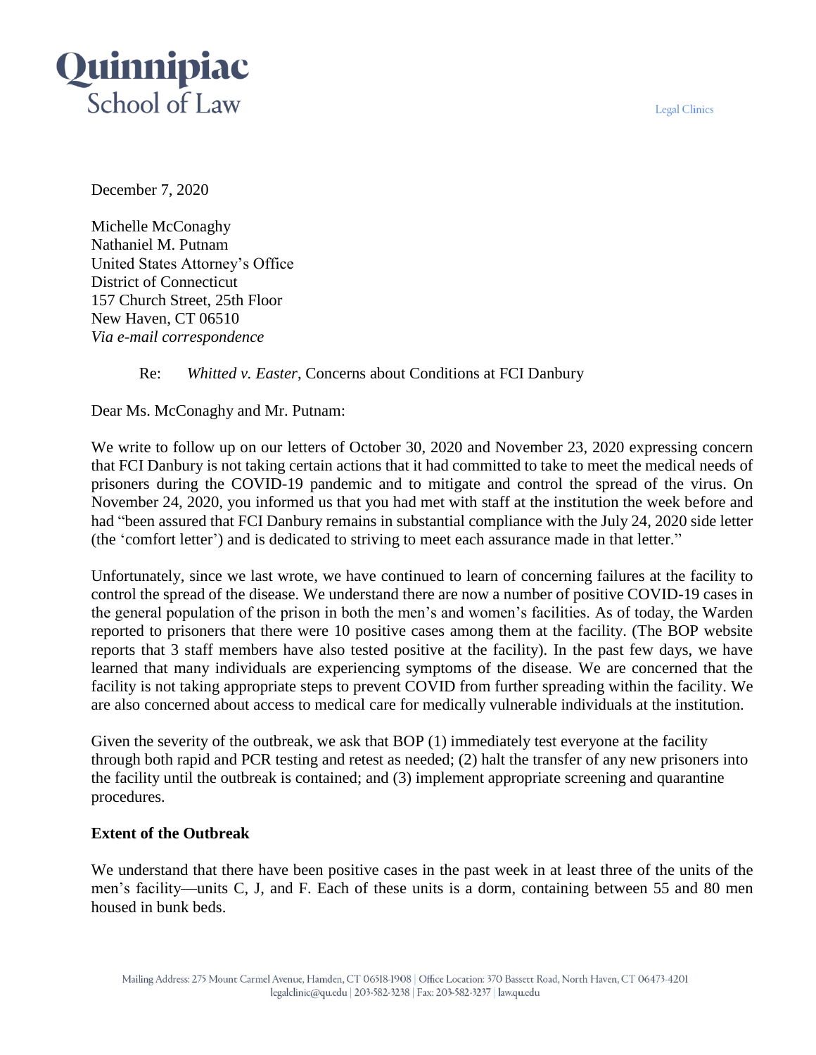# Quinnipiac School of Law

Legal Clinics

December 7, 2020

Michelle McConaghy  
Nathaniel M. Putnam  
United States Attorney's Office  
District of Connecticut  
157 Church Street, 25th Floor  
New Haven, CT 06510  
*Via e-mail correspondence*

Re: *Whitted v. Easter*, Concerns about Conditions at FCI Danbury

Dear Ms. McConaghy and Mr. Putnam:

We write to follow up on our letters of October 30, 2020 and November 23, 2020 expressing concern that FCI Danbury is not taking certain actions that it had committed to take to meet the medical needs of prisoners during the COVID-19 pandemic and to mitigate and control the spread of the virus. On November 24, 2020, you informed us that you had met with staff at the institution the week before and had "been assured that FCI Danbury remains in substantial compliance with the July 24, 2020 side letter (the 'comfort letter') and is dedicated to striving to meet each assurance made in that letter."

Unfortunately, since we last wrote, we have continued to learn of concerning failures at the facility to control the spread of the disease. We understand there are now a number of positive COVID-19 cases in the general population of the prison in both the men's and women's facilities. As of today, the Warden reported to prisoners that there were 10 positive cases among them at the facility. (The BOP website reports that 3 staff members have also tested positive at the facility). In the past few days, we have learned that many individuals are experiencing symptoms of the disease. We are concerned that the facility is not taking appropriate steps to prevent COVID from further spreading within the facility. We are also concerned about access to medical care for medically vulnerable individuals at the institution.

Given the severity of the outbreak, we ask that BOP (1) immediately test everyone at the facility through both rapid and PCR testing and retest as needed; (2) halt the transfer of any new prisoners into the facility until the outbreak is contained; and (3) implement appropriate screening and quarantine procedures.

**Extent of the Outbreak**

We understand that there have been positive cases in the past week in at least three of the units of the men's facility—units C, J, and F. Each of these units is a dorm, containing between 55 and 80 men housed in bunk beds.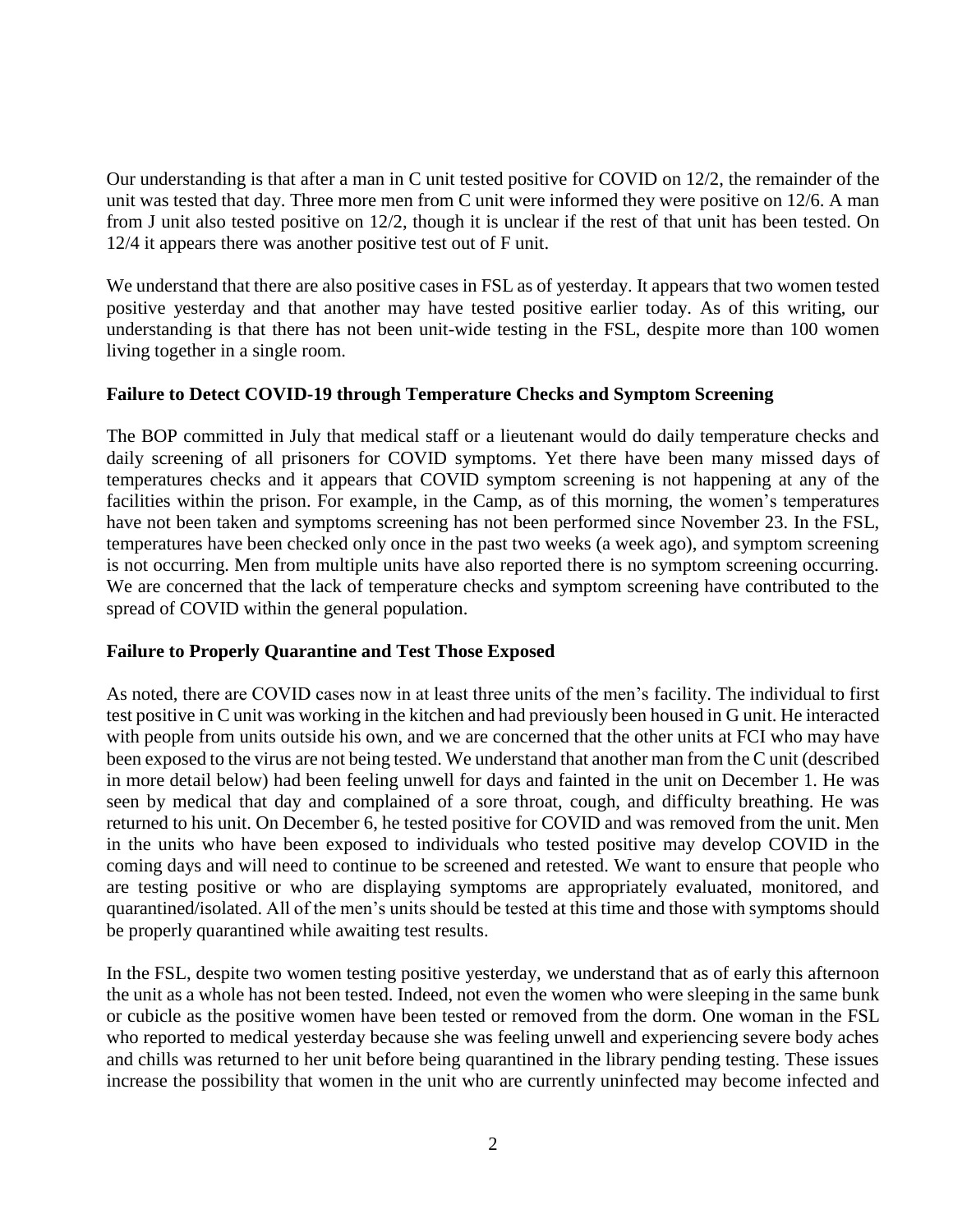Our understanding is that after a man in C unit tested positive for COVID on 12/2, the remainder of the unit was tested that day. Three more men from C unit were informed they were positive on 12/6. A man from J unit also tested positive on 12/2, though it is unclear if the rest of that unit has been tested. On 12/4 it appears there was another positive test out of F unit.

We understand that there are also positive cases in FSL as of yesterday. It appears that two women tested positive yesterday and that another may have tested positive earlier today. As of this writing, our understanding is that there has not been unit-wide testing in the FSL, despite more than 100 women living together in a single room.

**Failure to Detect COVID-19 through Temperature Checks and Symptom Screening**

The BOP committed in July that medical staff or a lieutenant would do daily temperature checks and daily screening of all prisoners for COVID symptoms. Yet there have been many missed days of temperatures checks and it appears that COVID symptom screening is not happening at any of the facilities within the prison. For example, in the Camp, as of this morning, the women's temperatures have not been taken and symptoms screening has not been performed since November 23. In the FSL, temperatures have been checked only once in the past two weeks (a week ago), and symptom screening is not occurring. Men from multiple units have also reported there is no symptom screening occurring. We are concerned that the lack of temperature checks and symptom screening have contributed to the spread of COVID within the general population.

**Failure to Properly Quarantine and Test Those Exposed**

As noted, there are COVID cases now in at least three units of the men's facility. The individual to first test positive in C unit was working in the kitchen and had previously been housed in G unit. He interacted with people from units outside his own, and we are concerned that the other units at FCI who may have been exposed to the virus are not being tested. We understand that another man from the C unit (described in more detail below) had been feeling unwell for days and fainted in the unit on December 1. He was seen by medical that day and complained of a sore throat, cough, and difficulty breathing. He was returned to his unit. On December 6, he tested positive for COVID and was removed from the unit. Men in the units who have been exposed to individuals who tested positive may develop COVID in the coming days and will need to continue to be screened and retested. We want to ensure that people who are testing positive or who are displaying symptoms are appropriately evaluated, monitored, and quarantined/isolated. All of the men's units should be tested at this time and those with symptoms should be properly quarantined while awaiting test results.

In the FSL, despite two women testing positive yesterday, we understand that as of early this afternoon the unit as a whole has not been tested. Indeed, not even the women who were sleeping in the same bunk or cubicle as the positive women have been tested or removed from the dorm. One woman in the FSL who reported to medical yesterday because she was feeling unwell and experiencing severe body aches and chills was returned to her unit before being quarantined in the library pending testing. These issues increase the possibility that women in the unit who are currently uninfected may become infected and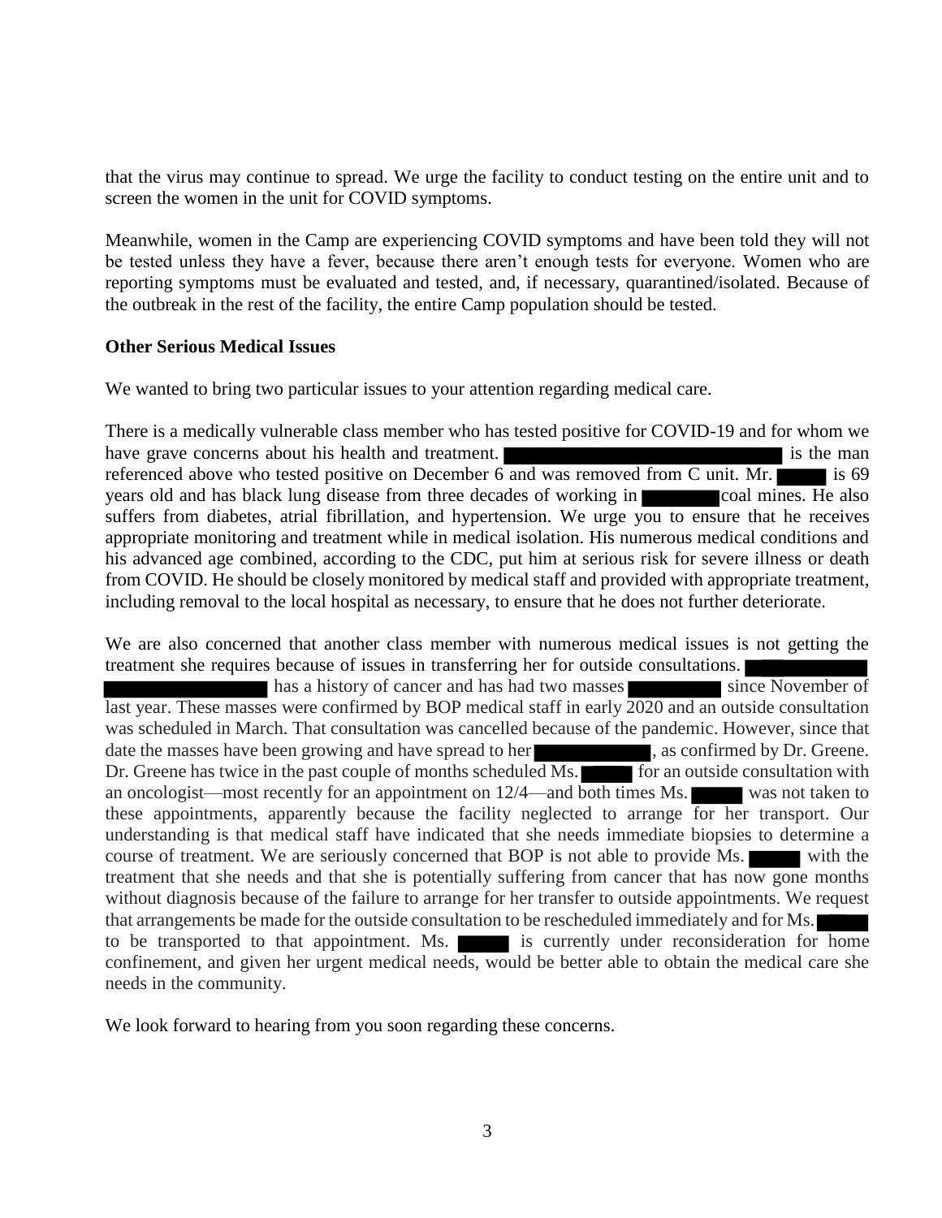that the virus may continue to spread. We urge the facility to conduct testing on the entire unit and to screen the women in the unit for COVID symptoms.

Meanwhile, women in the Camp are experiencing COVID symptoms and have been told they will not be tested unless they have a fever, because there aren't enough tests for everyone. Women who are reporting symptoms must be evaluated and tested, and, if necessary, quarantined/isolated. Because of the outbreak in the rest of the facility, the entire Camp population should be tested.

**Other Serious Medical Issues**

We wanted to bring two particular issues to your attention regarding medical care.

There is a medically vulnerable class member who has tested positive for COVID-19 and for whom we have grave concerns about his health and treatment. ██████████ is the man referenced above who tested positive on December 6 and was removed from C unit. Mr. ██████ is 69 years old and has black lung disease from three decades of working in ██████ coal mines. He also suffers from diabetes, atrial fibrillation, and hypertension. We urge you to ensure that he receives appropriate monitoring and treatment while in medical isolation. His numerous medical conditions and his advanced age combined, according to the CDC, put him at serious risk for severe illness or death from COVID. He should be closely monitored by medical staff and provided with appropriate treatment, including removal to the local hospital as necessary, to ensure that he does not further deteriorate.

We are also concerned that another class member with numerous medical issues is not getting the treatment she requires because of issues in transferring her for outside consultations. ██████████ has a history of cancer and has had two masses ██████ since November of last year. These masses were confirmed by BOP medical staff in early 2020 and an outside consultation was scheduled in March. That consultation was cancelled because of the pandemic. However, since that date the masses have been growing and have spread to her ██████, as confirmed by Dr. Greene. Dr. Greene has twice in the past couple of months scheduled Ms. ██████ for an outside consultation with an oncologist—most recently for an appointment on 12/4—and both times Ms. ██████ was not taken to these appointments, apparently because the facility neglected to arrange for her transport. Our understanding is that medical staff have indicated that she needs immediate biopsies to determine a course of treatment. We are seriously concerned that BOP is not able to provide Ms. ██████ with the treatment that she needs and that she is potentially suffering from cancer that has now gone months without diagnosis because of the failure to arrange for her transfer to outside appointments. We request that arrangements be made for the outside consultation to be rescheduled immediately and for Ms. ██████ to be transported to that appointment. Ms. ██████ is currently under reconsideration for home confinement, and given her urgent medical needs, would be better able to obtain the medical care she needs in the community.

We look forward to hearing from you soon regarding these concerns.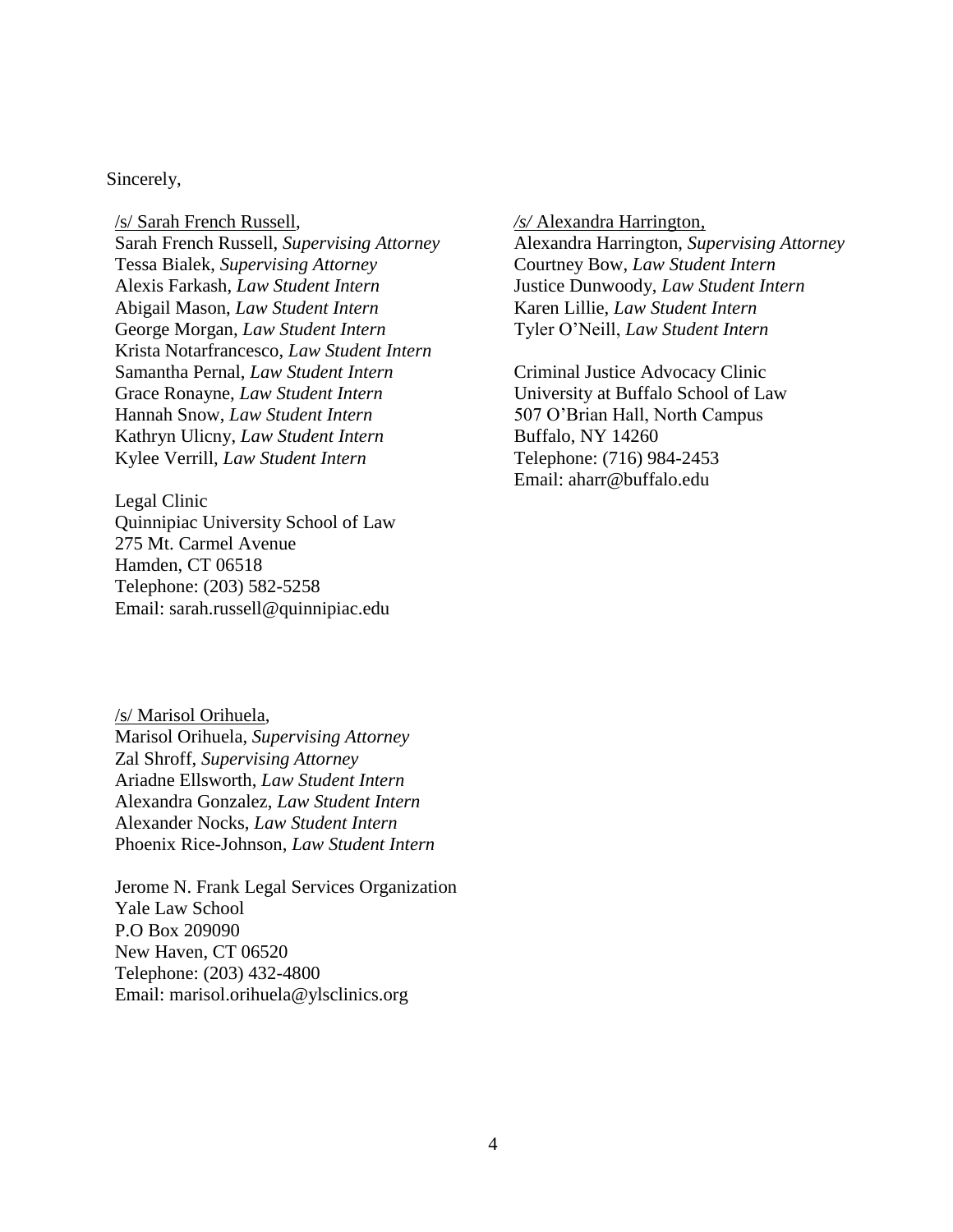Sincerely,

/s/ Sarah French Russell,
Sarah French Russell, *Supervising Attorney*
Tessa Bialek, *Supervising Attorney*
Alexis Farkash, *Law Student Intern*
Abigail Mason, *Law Student Intern*
George Morgan, *Law Student Intern*
Krista Notarfrancesco, *Law Student Intern*
Samantha Pernal, *Law Student Intern*
Grace Ronayne, *Law Student Intern*
Hannah Snow, *Law Student Intern*
Kathryn Ulicny, *Law Student Intern*
Kylee Verrill, *Law Student Intern*

Legal Clinic
Quinnipiac University School of Law
275 Mt. Carmel Avenue
Hamden, CT 06518
Telephone: (203) 582-5258
Email: sarah.russell@quinnipiac.edu

*/s/* Alexandra Harrington,
Alexandra Harrington, *Supervising Attorney*
Courtney Bow, *Law Student Intern*
Justice Dunwoody, *Law Student Intern*
Karen Lillie, *Law Student Intern*
Tyler O'Neill, *Law Student Intern*

Criminal Justice Advocacy Clinic
University at Buffalo School of Law
507 O'Brian Hall, North Campus
Buffalo, NY 14260
Telephone: (716) 984-2453
Email: aharr@buffalo.edu

/s/ Marisol Orihuela,
Marisol Orihuela, *Supervising Attorney*
Zal Shroff, *Supervising Attorney*
Ariadne Ellsworth, *Law Student Intern*
Alexandra Gonzalez, *Law Student Intern*
Alexander Nocks, *Law Student Intern*
Phoenix Rice-Johnson, *Law Student Intern*

Jerome N. Frank Legal Services Organization
Yale Law School
P.O Box 209090
New Haven, CT 06520
Telephone: (203) 432-4800
Email: marisol.orihuela@ylsclinics.org